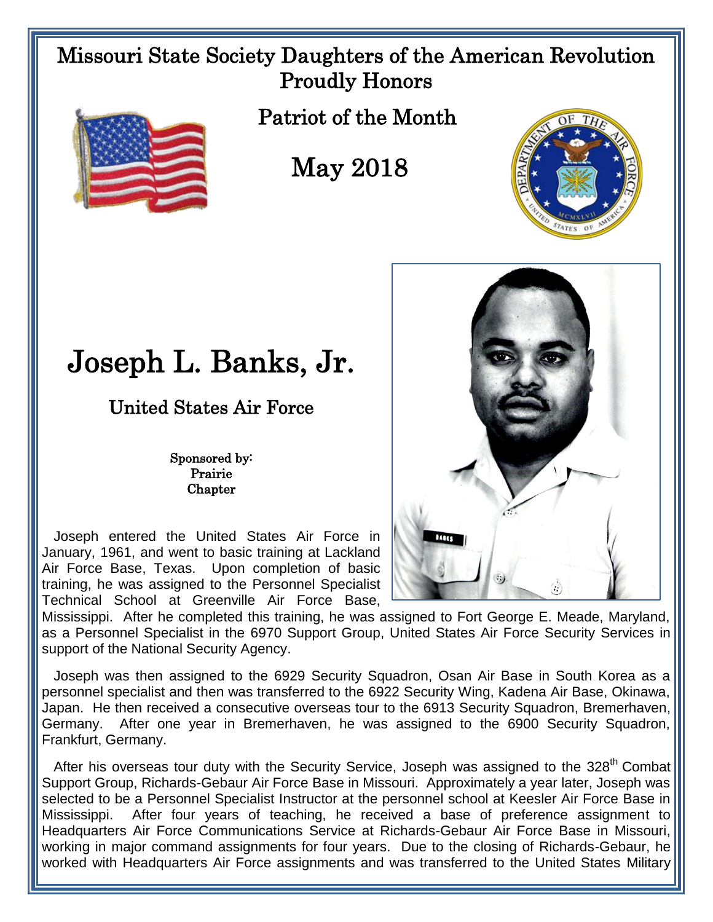Missouri State Society Daughters of the American Revolution
Proudly Honors

Patriot of the Month

May 2018

# Joseph L. Banks, Jr.

## United States Air Force

Sponsored by:
Prairie
Chapter

Joseph entered the United States Air Force in January, 1961, and went to basic training at Lackland Air Force Base, Texas. Upon completion of basic training, he was assigned to the Personnel Specialist Technical School at Greenville Air Force Base, Mississippi. After he completed this training, he was assigned to Fort George E. Meade, Maryland, as a Personnel Specialist in the 6970 Support Group, United States Air Force Security Services in support of the National Security Agency.

Joseph was then assigned to the 6929 Security Squadron, Osan Air Base in South Korea as a personnel specialist and then was transferred to the 6922 Security Wing, Kadena Air Base, Okinawa, Japan. He then received a consecutive overseas tour to the 6913 Security Squadron, Bremerhaven, Germany. After one year in Bremerhaven, he was assigned to the 6900 Security Squadron, Frankfurt, Germany.

After his overseas tour duty with the Security Service, Joseph was assigned to the 328th Combat Support Group, Richards-Gebaur Air Force Base in Missouri. Approximately a year later, Joseph was selected to be a Personnel Specialist Instructor at the personnel school at Keesler Air Force Base in Mississippi. After four years of teaching, he received a base of preference assignment to Headquarters Air Force Communications Service at Richards-Gebaur Air Force Base in Missouri, working in major command assignments for four years. Due to the closing of Richards-Gebaur, he worked with Headquarters Air Force assignments and was transferred to the United States Military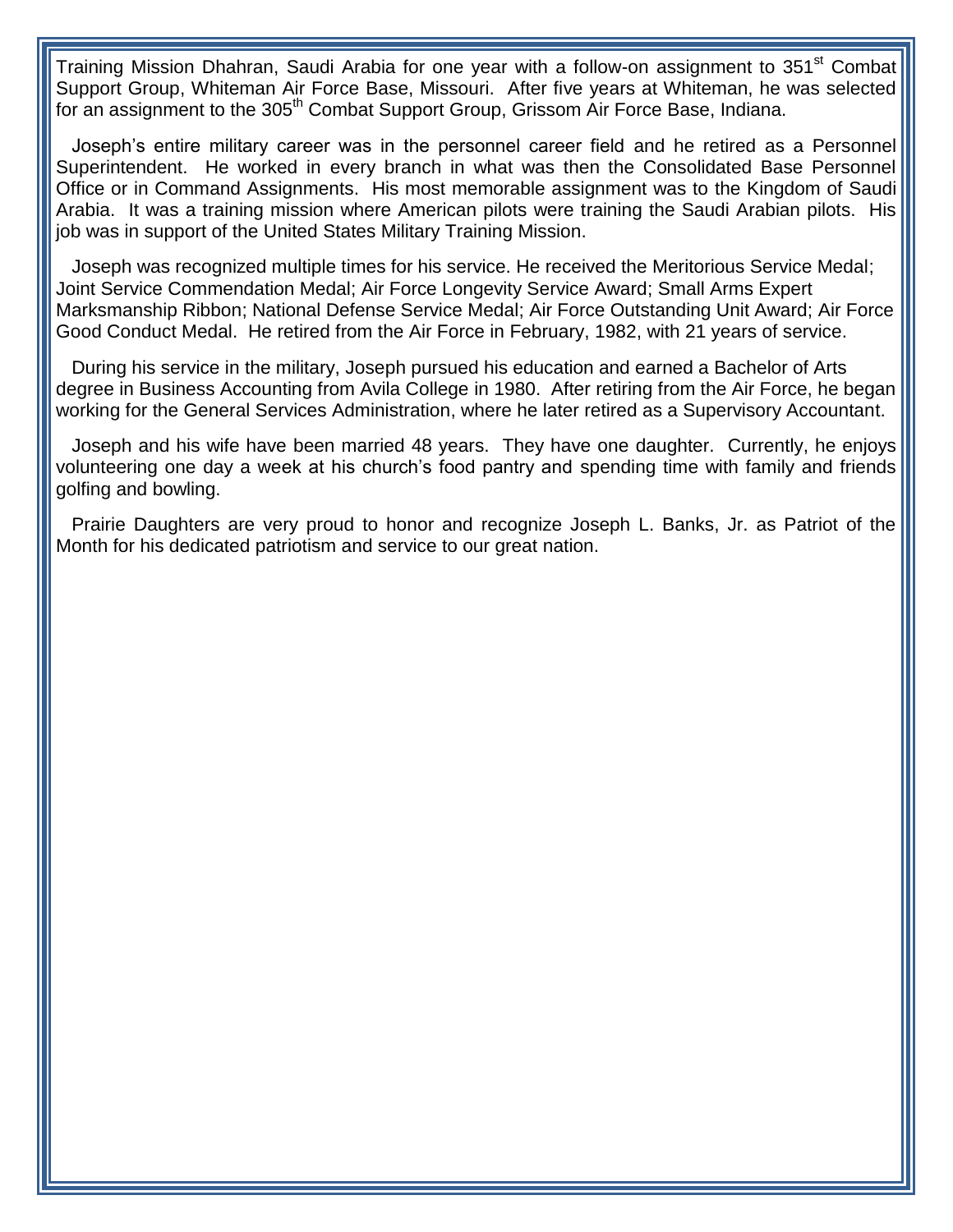Training Mission Dhahran, Saudi Arabia for one year with a follow-on assignment to 351st Combat Support Group, Whiteman Air Force Base, Missouri. After five years at Whiteman, he was selected for an assignment to the 305th Combat Support Group, Grissom Air Force Base, Indiana.

Joseph's entire military career was in the personnel career field and he retired as a Personnel Superintendent. He worked in every branch in what was then the Consolidated Base Personnel Office or in Command Assignments. His most memorable assignment was to the Kingdom of Saudi Arabia. It was a training mission where American pilots were training the Saudi Arabian pilots. His job was in support of the United States Military Training Mission.

Joseph was recognized multiple times for his service. He received the Meritorious Service Medal; Joint Service Commendation Medal; Air Force Longevity Service Award; Small Arms Expert Marksmanship Ribbon; National Defense Service Medal; Air Force Outstanding Unit Award; Air Force Good Conduct Medal. He retired from the Air Force in February, 1982, with 21 years of service.

During his service in the military, Joseph pursued his education and earned a Bachelor of Arts degree in Business Accounting from Avila College in 1980. After retiring from the Air Force, he began working for the General Services Administration, where he later retired as a Supervisory Accountant.

Joseph and his wife have been married 48 years. They have one daughter. Currently, he enjoys volunteering one day a week at his church's food pantry and spending time with family and friends golfing and bowling.

Prairie Daughters are very proud to honor and recognize Joseph L. Banks, Jr. as Patriot of the Month for his dedicated patriotism and service to our great nation.